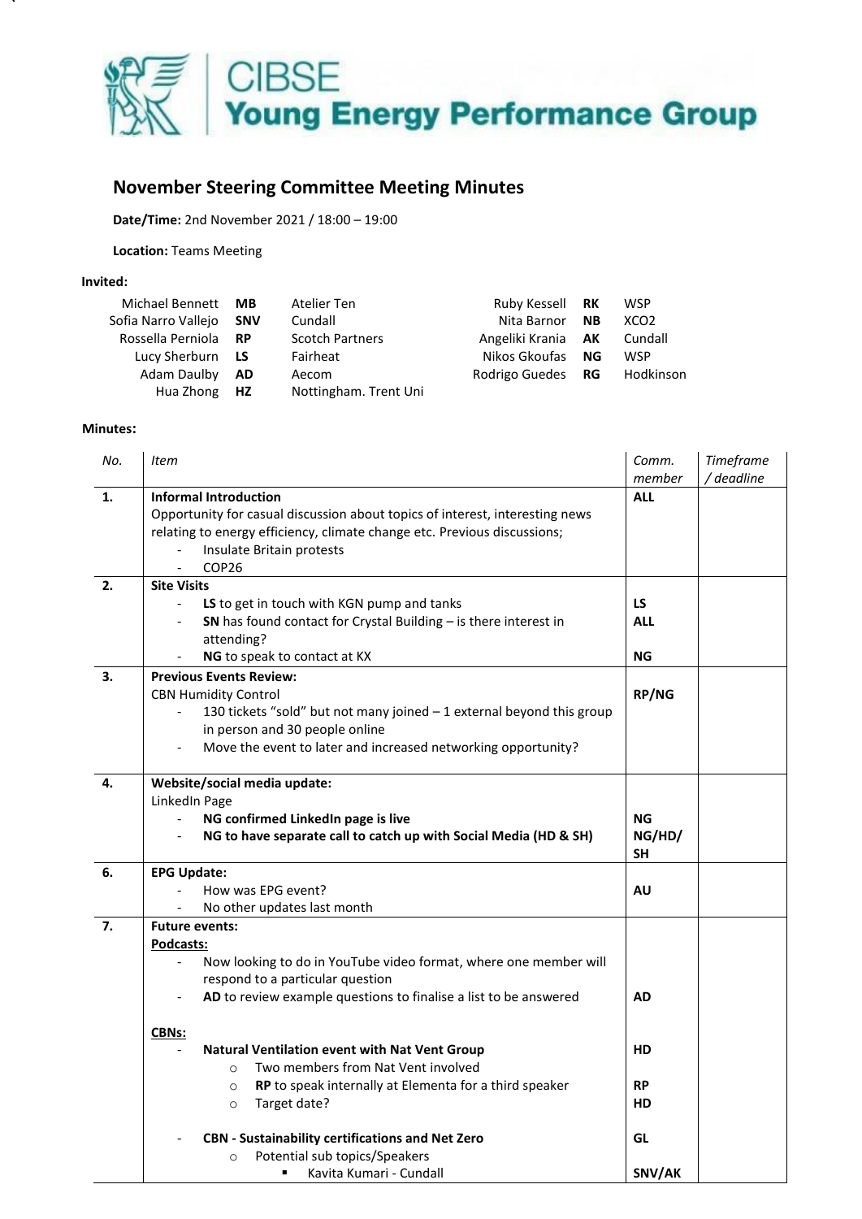# CIBSE Young Energy Performance Group

## November Steering Committee Meeting Minutes

**Date/Time:** 2nd November 2021 / 18:00 – 19:00

**Location:** Teams Meeting

**Invited:**

| Name | Initials | Organisation | Name | Initials | Organisation |
|---|---|---|---|---|---|
| Michael Bennett | **MB** | Atelier Ten | Ruby Kessell | **RK** | WSP |
| Sofia Narro Vallejo | **SNV** | Cundall | Nita Barnor | **NB** | XCO2 |
| Rossella Perniola | **RP** | Scotch Partners | Angeliki Krania | **AK** | Cundall |
| Lucy Sherburn | **LS** | Fairheat | Nikos Gkoufas | **NG** | WSP |
| Adam Daulby | **AD** | Aecom | Rodrigo Guedes | **RG** | Hodkinson |
| Hua Zhong | **HZ** | Nottingham. Trent Uni | | | |

**Minutes:**

| *No.* | *Item* | *Comm. member* | *Timeframe / deadline* |
|---|---|---|---|
| **1.** | **Informal Introduction**<br>Opportunity for casual discussion about topics of interest, interesting news relating to energy efficiency, climate change etc. Previous discussions;<br>- Insulate Britain protests<br>- COP26 | **ALL** | |
| **2.** | **Site Visits**<br>- **LS** to get in touch with KGN pump and tanks<br>- **SN** has found contact for Crystal Building – is there interest in attending?<br>- **NG** to speak to contact at KX | **LS**<br>**ALL**<br>**NG** | |
| **3.** | **Previous Events Review:**<br>CBN Humidity Control<br>- 130 tickets "sold" but not many joined – 1 external beyond this group in person and 30 people online<br>- Move the event to later and increased networking opportunity? | **RP/NG** | |
| **4.** | **Website/social media update:**<br>LinkedIn Page<br>- **NG confirmed LinkedIn page is live**<br>- **NG to have separate call to catch up with Social Media (HD & SH)** | **NG**<br>**NG/HD/SH** | |
| **6.** | **EPG Update:**<br>- How was EPG event?<br>- No other updates last month | **AU** | |
| **7.** | **Future events:**<br>**Podcasts:**<br>- Now looking to do in YouTube video format, where one member will respond to a particular question<br>- **AD** to review example questions to finalise a list to be answered<br><br>**CBNs:**<br>- **Natural Ventilation event with Nat Vent Group**<br>  - Two members from Nat Vent involved<br>  - **RP** to speak internally at Elementa for a third speaker<br>  - Target date?<br><br>- **CBN - Sustainability certifications and Net Zero**<br>  - Potential sub topics/Speakers<br>    - Kavita Kumari - Cundall | **AD**<br><br>**HD**<br>**RP**<br>**HD**<br><br>**GL**<br>**SNV/AK** | |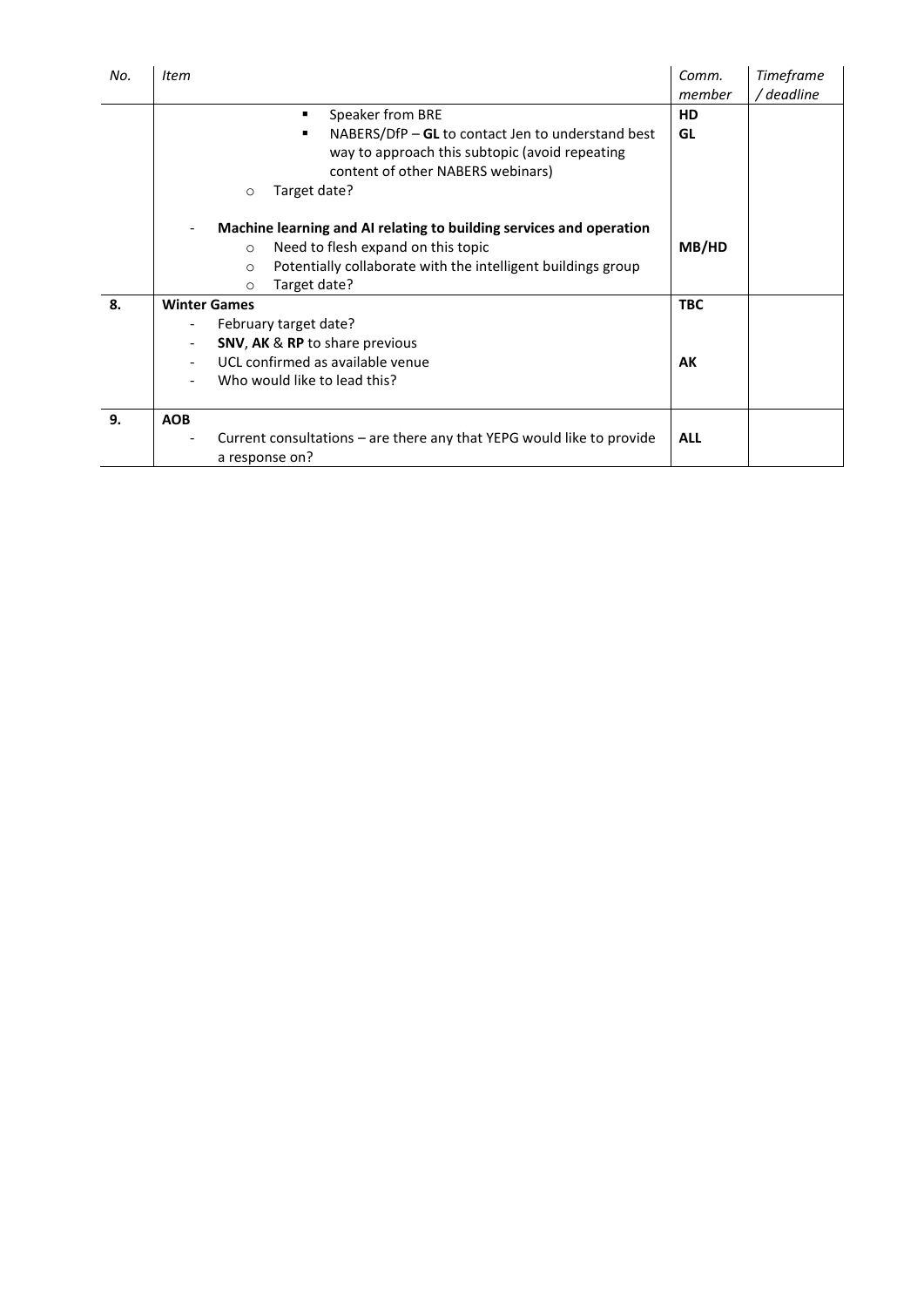| No. | Item | Comm. member | Timeframe / deadline |
|---|---|---|---|
| | ▪ Speaker from BRE<br>▪ NABERS/DfP – **GL** to contact Jen to understand best way to approach this subtopic (avoid repeating content of other NABERS webinars)<br>○ Target date? | **HD**<br>**GL** | |
| | - **Machine learning and AI relating to building services and operation**<br>○ Need to flesh expand on this topic<br>○ Potentially collaborate with the intelligent buildings group<br>○ Target date? | **MB/HD** | |
| **8.** | **Winter Games**<br>- February target date?<br>- **SNV**, **AK** & **RP** to share previous<br>- UCL confirmed as available venue<br>- Who would like to lead this? | **TBC**<br><br><br>**AK** | |
| **9.** | **AOB**<br>- Current consultations – are there any that YEPG would like to provide a response on? | **ALL** | |